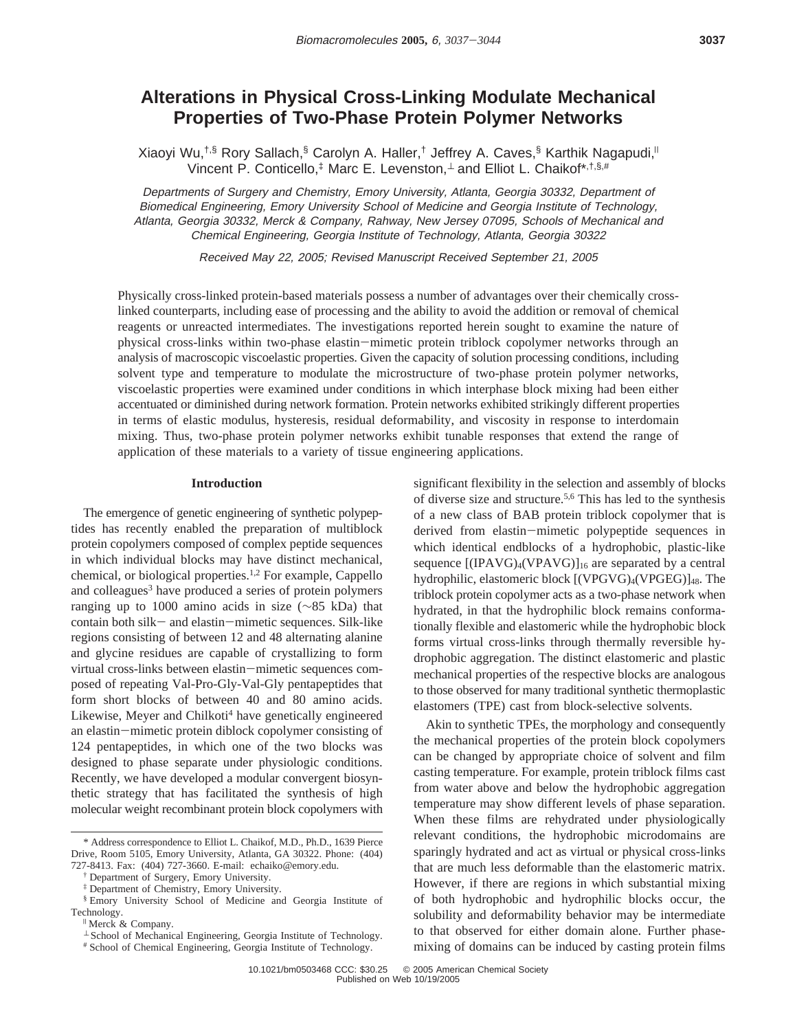# Alterations in Physical Cross-Linking Modulate Mechanical Properties of Two-Phase Protein Polymer Networks

Xiaoyi Wu,[†,§] Rory Sallach,[§] Carolyn A. Haller,[†] Jeffrey A. Caves,[§] Karthik Nagapudi,[‖] Vincent P. Conticello,[‡] Marc E. Levenston,[⊥] and Elliot L. Chaikof*[,†,§,#]

*Departments of Surgery and Chemistry, Emory University, Atlanta, Georgia 30332, Department of Biomedical Engineering, Emory University School of Medicine and Georgia Institute of Technology, Atlanta, Georgia 30332, Merck & Company, Rahway, New Jersey 07095, Schools of Mechanical and Chemical Engineering, Georgia Institute of Technology, Atlanta, Georgia 30322*

*Received May 22, 2005; Revised Manuscript Received September 21, 2005*

Physically cross-linked protein-based materials possess a number of advantages over their chemically cross-linked counterparts, including ease of processing and the ability to avoid the addition or removal of chemical reagents or unreacted intermediates. The investigations reported herein sought to examine the nature of physical cross-links within two-phase elastin−mimetic protein triblock copolymer networks through an analysis of macroscopic viscoelastic properties. Given the capacity of solution processing conditions, including solvent type and temperature to modulate the microstructure of two-phase protein polymer networks, viscoelastic properties were examined under conditions in which interphase block mixing had been either accentuated or diminished during network formation. Protein networks exhibited strikingly different properties in terms of elastic modulus, hysteresis, residual deformability, and viscosity in response to interdomain mixing. Thus, two-phase protein polymer networks exhibit tunable responses that extend the range of application of these materials to a variety of tissue engineering applications.

## Introduction

The emergence of genetic engineering of synthetic polypeptides has recently enabled the preparation of multiblock protein copolymers composed of complex peptide sequences in which individual blocks may have distinct mechanical, chemical, or biological properties.[1,2] For example, Cappello and colleagues[3] have produced a series of protein polymers ranging up to 1000 amino acids in size (~85 kDa) that contain both silk− and elastin−mimetic sequences. Silk-like regions consisting of between 12 and 48 alternating alanine and glycine residues are capable of crystallizing to form virtual cross-links between elastin−mimetic sequences composed of repeating Val-Pro-Gly-Val-Gly pentapeptides that form short blocks of between 40 and 80 amino acids. Likewise, Meyer and Chilkoti[4] have genetically engineered an elastin−mimetic protein diblock copolymer consisting of 124 pentapeptides, in which one of the two blocks was designed to phase separate under physiologic conditions. Recently, we have developed a modular convergent biosynthetic strategy that has facilitated the synthesis of high molecular weight recombinant protein block copolymers with significant flexibility in the selection and assembly of blocks of diverse size and structure.[5,6] This has led to the synthesis of a new class of BAB protein triblock copolymer that is derived from elastin−mimetic polypeptide sequences in which identical endblocks of a hydrophobic, plastic-like sequence $[(IPAVG)_4(VPAVG)]_{16}$ are separated by a central hydrophilic, elastomeric block $[(VPGVG)_4(VPGEG)]_{48}$. The triblock protein copolymer acts as a two-phase network when hydrated, in that the hydrophilic block remains conformationally flexible and elastomeric while the hydrophobic block forms virtual cross-links through thermally reversible hydrophobic aggregation. The distinct elastomeric and plastic mechanical properties of the respective blocks are analogous to those observed for many traditional synthetic thermoplastic elastomers (TPE) cast from block-selective solvents.

Akin to synthetic TPEs, the morphology and consequently the mechanical properties of the protein block copolymers can be changed by appropriate choice of solvent and film casting temperature. For example, protein triblock films cast from water above and below the hydrophobic aggregation temperature may show different levels of phase separation. When these films are rehydrated under physiologically relevant conditions, the hydrophobic microdomains are sparingly hydrated and act as virtual or physical cross-links that are much less deformable than the elastomeric matrix. However, if there are regions in which substantial mixing of both hydrophobic and hydrophilic blocks occur, the solubility and deformability behavior may be intermediate to that observed for either domain alone. Further phase-mixing of domains can be induced by casting protein films

\* Address correspondence to Elliot L. Chaikof, M.D., Ph.D., 1639 Pierce Drive, Room 5105, Emory University, Atlanta, GA 30322. Phone: (404) 727-8413. Fax: (404) 727-3660. E-mail: echaiko@emory.edu.

† Department of Surgery, Emory University.

‡ Department of Chemistry, Emory University.

§ Emory University School of Medicine and Georgia Institute of Technology.

‖ Merck & Company.

⊥ School of Mechanical Engineering, Georgia Institute of Technology.

\# School of Chemical Engineering, Georgia Institute of Technology.

10.1021/bm0503468 CCC: $30.25 © 2005 American Chemical Society
Published on Web 10/19/2005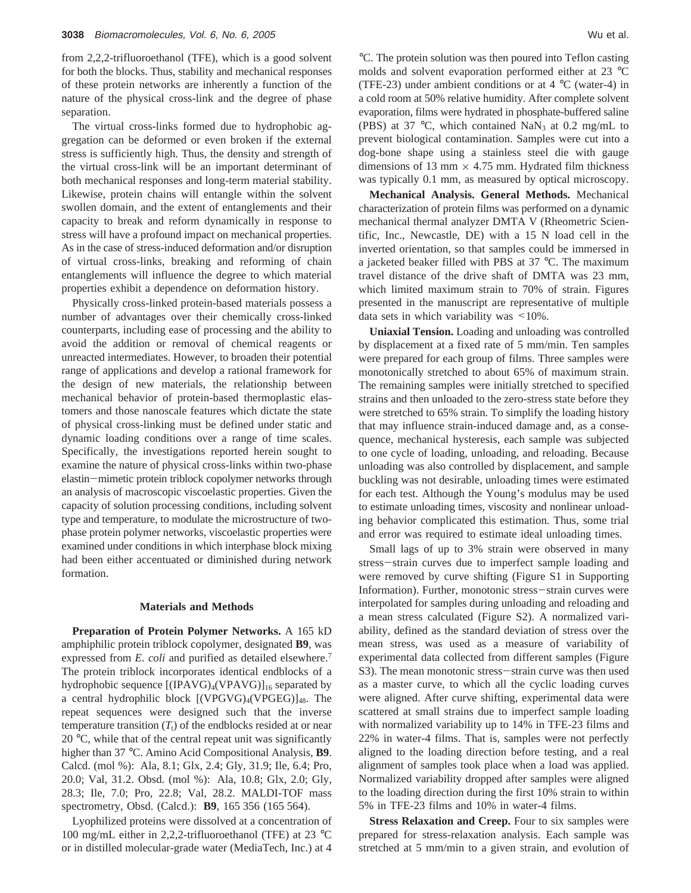from 2,2,2-trifluoroethanol (TFE), which is a good solvent for both the blocks. Thus, stability and mechanical responses of these protein networks are inherently a function of the nature of the physical cross-link and the degree of phase separation.

The virtual cross-links formed due to hydrophobic aggregation can be deformed or even broken if the external stress is sufficiently high. Thus, the density and strength of the virtual cross-link will be an important determinant of both mechanical responses and long-term material stability. Likewise, protein chains will entangle within the solvent swollen domain, and the extent of entanglements and their capacity to break and reform dynamically in response to stress will have a profound impact on mechanical properties. As in the case of stress-induced deformation and/or disruption of virtual cross-links, breaking and reforming of chain entanglements will influence the degree to which material properties exhibit a dependence on deformation history.

Physically cross-linked protein-based materials possess a number of advantages over their chemically cross-linked counterparts, including ease of processing and the ability to avoid the addition or removal of chemical reagents or unreacted intermediates. However, to broaden their potential range of applications and develop a rational framework for the design of new materials, the relationship between mechanical behavior of protein-based thermoplastic elastomers and those nanoscale features which dictate the state of physical cross-linking must be defined under static and dynamic loading conditions over a range of time scales. Specifically, the investigations reported herein sought to examine the nature of physical cross-links within two-phase elastin–mimetic protein triblock copolymer networks through an analysis of macroscopic viscoelastic properties. Given the capacity of solution processing conditions, including solvent type and temperature, to modulate the microstructure of two-phase protein polymer networks, viscoelastic properties were examined under conditions in which interphase block mixing had been either accentuated or diminished during network formation.

## Materials and Methods

**Preparation of Protein Polymer Networks.** A 165 kD amphiphilic protein triblock copolymer, designated **B9**, was expressed from *E. coli* and purified as detailed elsewhere.[7] The protein triblock incorporates identical endblocks of a hydrophobic sequence $[(IPAVG)_4(VPAVG)]_{16}$ separated by a central hydrophilic block $[(VPGVG)_4(VPGEG)]_{48}$. The repeat sequences were designed such that the inverse temperature transition ($T_t$) of the endblocks resided at or near 20 °C, while that of the central repeat unit was significantly higher than 37 °C. Amino Acid Compositional Analysis, **B9**. Calcd. (mol %): Ala, 8.1; Glx, 2.4; Gly, 31.9; Ile, 6.4; Pro, 20.0; Val, 31.2. Obsd. (mol %): Ala, 10.8; Glx, 2.0; Gly, 28.3; Ile, 7.0; Pro, 22.8; Val, 28.2. MALDI-TOF mass spectrometry, Obsd. (Calcd.): **B9**, 165 356 (165 564).

Lyophilized proteins were dissolved at a concentration of 100 mg/mL either in 2,2,2-trifluoroethanol (TFE) at 23 °C or in distilled molecular-grade water (MediaTech, Inc.) at 4 °C. The protein solution was then poured into Teflon casting molds and solvent evaporation performed either at 23 °C (TFE-23) under ambient conditions or at 4 °C (water-4) in a cold room at 50% relative humidity. After complete solvent evaporation, films were hydrated in phosphate-buffered saline (PBS) at 37 °C, which contained $NaN_3$ at 0.2 mg/mL to prevent biological contamination. Samples were cut into a dog-bone shape using a stainless steel die with gauge dimensions of 13 mm × 4.75 mm. Hydrated film thickness was typically 0.1 mm, as measured by optical microscopy.

**Mechanical Analysis. General Methods.** Mechanical characterization of protein films was performed on a dynamic mechanical thermal analyzer DMTA V (Rheometric Scientific, Inc., Newcastle, DE) with a 15 N load cell in the inverted orientation, so that samples could be immersed in a jacketed beaker filled with PBS at 37 °C. The maximum travel distance of the drive shaft of DMTA was 23 mm, which limited maximum strain to 70% of strain. Figures presented in the manuscript are representative of multiple data sets in which variability was <10%.

**Uniaxial Tension.** Loading and unloading was controlled by displacement at a fixed rate of 5 mm/min. Ten samples were prepared for each group of films. Three samples were monotonically stretched to about 65% of maximum strain. The remaining samples were initially stretched to specified strains and then unloaded to the zero-stress state before they were stretched to 65% strain. To simplify the loading history that may influence strain-induced damage and, as a consequence, mechanical hysteresis, each sample was subjected to one cycle of loading, unloading, and reloading. Because unloading was also controlled by displacement, and sample buckling was not desirable, unloading times were estimated for each test. Although the Young's modulus may be used to estimate unloading times, viscosity and nonlinear unloading behavior complicated this estimation. Thus, some trial and error was required to estimate ideal unloading times.

Small lags of up to 3% strain were observed in many stress–strain curves due to imperfect sample loading and were removed by curve shifting (Figure S1 in Supporting Information). Further, monotonic stress–strain curves were interpolated for samples during unloading and reloading and a mean stress calculated (Figure S2). A normalized variability, defined as the standard deviation of stress over the mean stress, was used as a measure of variability of experimental data collected from different samples (Figure S3). The mean monotonic stress–strain curve was then used as a master curve, to which all the cyclic loading curves were aligned. After curve shifting, experimental data were scattered at small strains due to imperfect sample loading with normalized variability up to 14% in TFE-23 films and 22% in water-4 films. That is, samples were not perfectly aligned to the loading direction before testing, and a real alignment of samples took place when a load was applied. Normalized variability dropped after samples were aligned to the loading direction during the first 10% strain to within 5% in TFE-23 films and 10% in water-4 films.

**Stress Relaxation and Creep.** Four to six samples were prepared for stress-relaxation analysis. Each sample was stretched at 5 mm/min to a given strain, and evolution of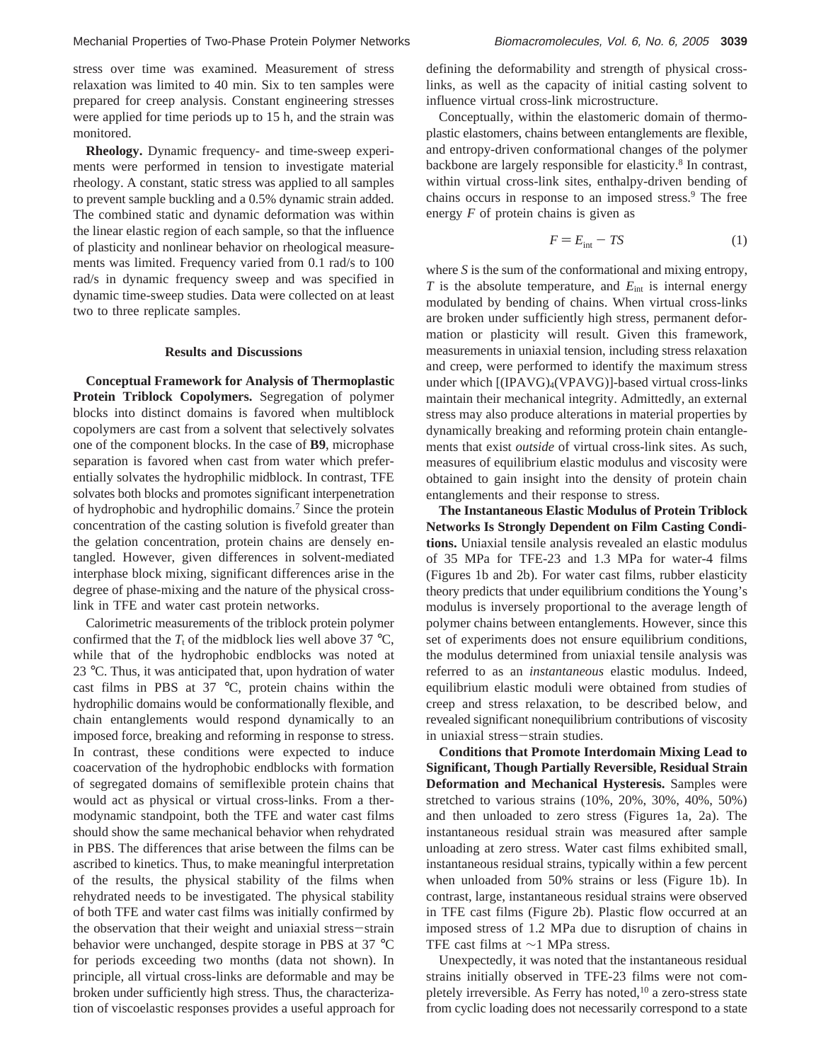stress over time was examined. Measurement of stress relaxation was limited to 40 min. Six to ten samples were prepared for creep analysis. Constant engineering stresses were applied for time periods up to 15 h, and the strain was monitored.

**Rheology.** Dynamic frequency- and time-sweep experiments were performed in tension to investigate material rheology. A constant, static stress was applied to all samples to prevent sample buckling and a 0.5% dynamic strain added. The combined static and dynamic deformation was within the linear elastic region of each sample, so that the influence of plasticity and nonlinear behavior on rheological measurements was limited. Frequency varied from 0.1 rad/s to 100 rad/s in dynamic frequency sweep and was specified in dynamic time-sweep studies. Data were collected on at least two to three replicate samples.

## Results and Discussions

**Conceptual Framework for Analysis of Thermoplastic Protein Triblock Copolymers.** Segregation of polymer blocks into distinct domains is favored when multiblock copolymers are cast from a solvent that selectively solvates one of the component blocks. In the case of **B9**, microphase separation is favored when cast from water which preferentially solvates the hydrophilic midblock. In contrast, TFE solvates both blocks and promotes significant interpenetration of hydrophobic and hydrophilic domains.[7] Since the protein concentration of the casting solution is fivefold greater than the gelation concentration, protein chains are densely entangled. However, given differences in solvent-mediated interphase block mixing, significant differences arise in the degree of phase-mixing and the nature of the physical cross-link in TFE and water cast protein networks.

Calorimetric measurements of the triblock protein polymer confirmed that the $T_t$ of the midblock lies well above 37 °C, while that of the hydrophobic endblocks was noted at 23 °C. Thus, it was anticipated that, upon hydration of water cast films in PBS at 37 °C, protein chains within the hydrophilic domains would be conformationally flexible, and chain entanglements would respond dynamically to an imposed force, breaking and reforming in response to stress. In contrast, these conditions were expected to induce coacervation of the hydrophobic endblocks with formation of segregated domains of semiflexible protein chains that would act as physical or virtual cross-links. From a thermodynamic standpoint, both the TFE and water cast films should show the same mechanical behavior when rehydrated in PBS. The differences that arise between the films can be ascribed to kinetics. Thus, to make meaningful interpretation of the results, the physical stability of the films when rehydrated needs to be investigated. The physical stability of both TFE and water cast films was initially confirmed by the observation that their weight and uniaxial stress–strain behavior were unchanged, despite storage in PBS at 37 °C for periods exceeding two months (data not shown). In principle, all virtual cross-links are deformable and may be broken under sufficiently high stress. Thus, the characterization of viscoelastic responses provides a useful approach for defining the deformability and strength of physical cross-links, as well as the capacity of initial casting solvent to influence virtual cross-link microstructure.

Conceptually, within the elastomeric domain of thermoplastic elastomers, chains between entanglements are flexible, and entropy-driven conformational changes of the polymer backbone are largely responsible for elasticity.[8] In contrast, within virtual cross-link sites, enthalpy-driven bending of chains occurs in response to an imposed stress.[9] The free energy $F$ of protein chains is given as

$$F = E_{\text{int}} - TS \tag{1}$$

where $S$ is the sum of the conformational and mixing entropy, $T$ is the absolute temperature, and $E_{\text{int}}$ is internal energy modulated by bending of chains. When virtual cross-links are broken under sufficiently high stress, permanent deformation or plasticity will result. Given this framework, measurements in uniaxial tension, including stress relaxation and creep, were performed to identify the maximum stress under which $[(\text{IPAVG})_4(\text{VPAVG})]$-based virtual cross-links maintain their mechanical integrity. Admittedly, an external stress may also produce alterations in material properties by dynamically breaking and reforming protein chain entanglements that exist *outside* of virtual cross-link sites. As such, measures of equilibrium elastic modulus and viscosity were obtained to gain insight into the density of protein chain entanglements and their response to stress.

**The Instantaneous Elastic Modulus of Protein Triblock Networks Is Strongly Dependent on Film Casting Conditions.** Uniaxial tensile analysis revealed an elastic modulus of 35 MPa for TFE-23 and 1.3 MPa for water-4 films (Figures 1b and 2b). For water cast films, rubber elasticity theory predicts that under equilibrium conditions the Young's modulus is inversely proportional to the average length of polymer chains between entanglements. However, since this set of experiments does not ensure equilibrium conditions, the modulus determined from uniaxial tensile analysis was referred to as an *instantaneous* elastic modulus. Indeed, equilibrium elastic moduli were obtained from studies of creep and stress relaxation, to be described below, and revealed significant nonequilibrium contributions of viscosity in uniaxial stress–strain studies.

**Conditions that Promote Interdomain Mixing Lead to Significant, Though Partially Reversible, Residual Strain Deformation and Mechanical Hysteresis.** Samples were stretched to various strains (10%, 20%, 30%, 40%, 50%) and then unloaded to zero stress (Figures 1a, 2a). The instantaneous residual strain was measured after sample unloading at zero stress. Water cast films exhibited small, instantaneous residual strains, typically within a few percent when unloaded from 50% strains or less (Figure 1b). In contrast, large, instantaneous residual strains were observed in TFE cast films (Figure 2b). Plastic flow occurred at an imposed stress of 1.2 MPa due to disruption of chains in TFE cast films at ~1 MPa stress.

Unexpectedly, it was noted that the instantaneous residual strains initially observed in TFE-23 films were not completely irreversible. As Ferry has noted,[10] a zero-stress state from cyclic loading does not necessarily correspond to a state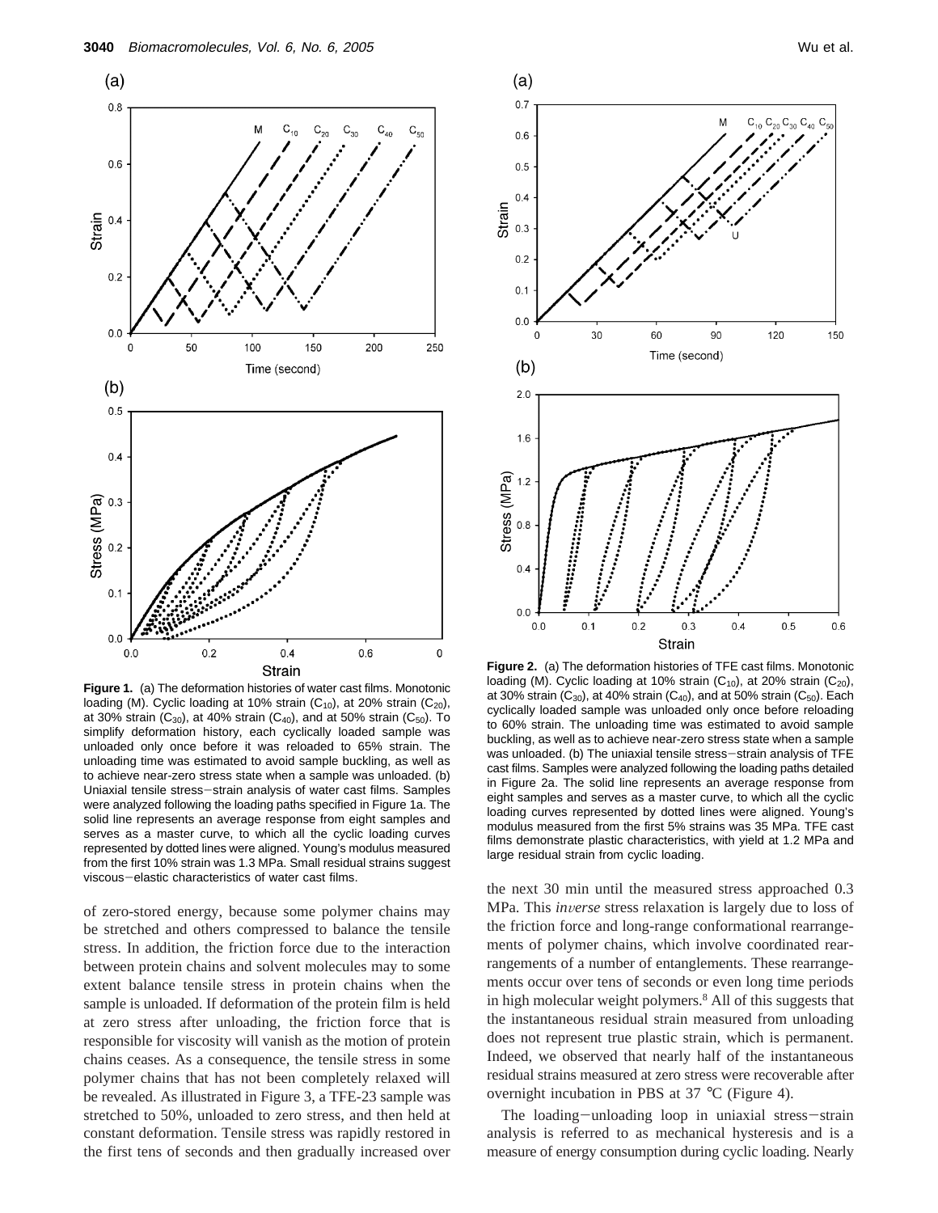**Figure 1.** (a) The deformation histories of water cast films. Monotonic loading (M). Cyclic loading at 10% strain ($C_{10}$), at 20% strain ($C_{20}$), at 30% strain ($C_{30}$), at 40% strain ($C_{40}$), and at 50% strain ($C_{50}$). To simplify deformation history, each cyclically loaded sample was unloaded only once before it was reloaded to 65% strain. The unloading time was estimated to avoid sample buckling, as well as to achieve near-zero stress state when a sample was unloaded. (b) Uniaxial tensile stress–strain analysis of water cast films. Samples were analyzed following the loading paths specified in Figure 1a. The solid line represents an average response from eight samples and serves as a master curve, to which all the cyclic loading curves represented by dotted lines were aligned. Young's modulus measured from the first 10% strain was 1.3 MPa. Small residual strains suggest viscous–elastic characteristics of water cast films.

**Figure 2.** (a) The deformation histories of TFE cast films. Monotonic loading (M). Cyclic loading at 10% strain ($C_{10}$), at 20% strain ($C_{20}$), at 30% strain ($C_{30}$), at 40% strain ($C_{40}$), and at 50% strain ($C_{50}$). Each cyclically loaded sample was unloaded only once before reloading to 60% strain. The unloading time was estimated to avoid sample buckling, as well as to achieve near-zero stress state when a sample was unloaded. (b) The uniaxial tensile stress–strain analysis of TFE cast films. Samples were analyzed following the loading paths detailed in Figure 2a. The solid line represents an average response from eight samples and serves as a master curve, to which all the cyclic loading curves represented by dotted lines were aligned. Young's modulus measured from the first 5% strains was 35 MPa. TFE cast films demonstrate plastic characteristics, with yield at 1.2 MPa and large residual strain from cyclic loading.

of zero-stored energy, because some polymer chains may be stretched and others compressed to balance the tensile stress. In addition, the friction force due to the interaction between protein chains and solvent molecules may to some extent balance tensile stress in protein chains when the sample is unloaded. If deformation of the protein film is held at zero stress after unloading, the friction force that is responsible for viscosity will vanish as the motion of protein chains ceases. As a consequence, the tensile stress in some polymer chains that has not been completely relaxed will be revealed. As illustrated in Figure 3, a TFE-23 sample was stretched to 50%, unloaded to zero stress, and then held at constant deformation. Tensile stress was rapidly restored in the first tens of seconds and then gradually increased over the next 30 min until the measured stress approached 0.3 MPa. This *inverse* stress relaxation is largely due to loss of the friction force and long-range conformational rearrangements of polymer chains, which involve coordinated rearrangements of a number of entanglements. These rearrangements occur over tens of seconds or even long time periods in high molecular weight polymers.[8] All of this suggests that the instantaneous residual strain measured from unloading does not represent true plastic strain, which is permanent. Indeed, we observed that nearly half of the instantaneous residual strains measured at zero stress were recoverable after overnight incubation in PBS at 37 °C (Figure 4).

The loading–unloading loop in uniaxial stress–strain analysis is referred to as mechanical hysteresis and is a measure of energy consumption during cyclic loading. Nearly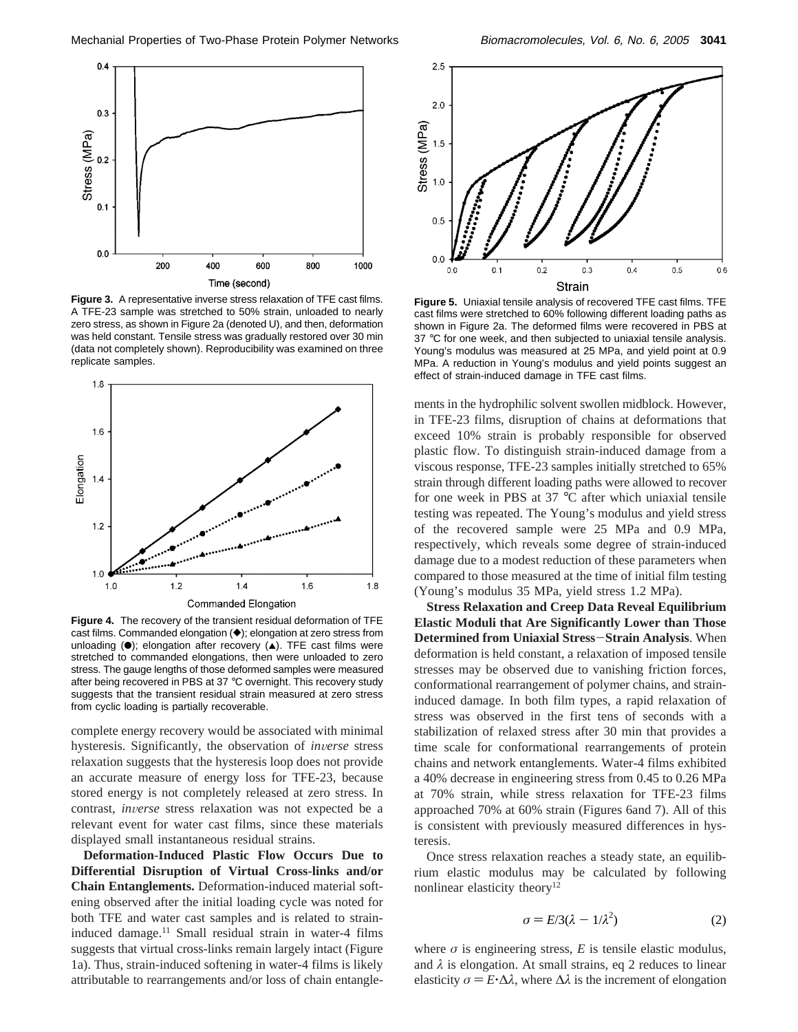**Figure 3.** A representative inverse stress relaxation of TFE cast films. A TFE-23 sample was stretched to 50% strain, unloaded to nearly zero stress, as shown in Figure 2a (denoted U), and then, deformation was held constant. Tensile stress was gradually restored over 30 min (data not completely shown). Reproducibility was examined on three replicate samples.

**Figure 4.** The recovery of the transient residual deformation of TFE cast films. Commanded elongation (◆); elongation at zero stress from unloading (●); elongation after recovery (▲). TFE cast films were stretched to commanded elongations, then were unloaded to zero stress. The gauge lengths of those deformed samples were measured after being recovered in PBS at 37 °C overnight. This recovery study suggests that the transient residual strain measured at zero stress from cyclic loading is partially recoverable.

complete energy recovery would be associated with minimal hysteresis. Significantly, the observation of *inverse* stress relaxation suggests that the hysteresis loop does not provide an accurate measure of energy loss for TFE-23, because stored energy is not completely released at zero stress. In contrast, *inverse* stress relaxation was not expected be a relevant event for water cast films, since these materials displayed small instantaneous residual strains.

**Deformation-Induced Plastic Flow Occurs Due to Differential Disruption of Virtual Cross-links and/or Chain Entanglements.** Deformation-induced material softening observed after the initial loading cycle was noted for both TFE and water cast samples and is related to strain-induced damage.[11] Small residual strain in water-4 films suggests that virtual cross-links remain largely intact (Figure 1a). Thus, strain-induced softening in water-4 films is likely attributable to rearrangements and/or loss of chain entanglements in the hydrophilic solvent swollen midblock. However, in TFE-23 films, disruption of chains at deformations that exceed 10% strain is probably responsible for observed plastic flow. To distinguish strain-induced damage from a viscous response, TFE-23 samples initially stretched to 65% strain through different loading paths were allowed to recover for one week in PBS at 37 °C after which uniaxial tensile testing was repeated. The Young's modulus and yield stress of the recovered sample were 25 MPa and 0.9 MPa, respectively, which reveals some degree of strain-induced damage due to a modest reduction of these parameters when compared to those measured at the time of initial film testing (Young's modulus 35 MPa, yield stress 1.2 MPa).

**Figure 5.** Uniaxial tensile analysis of recovered TFE cast films. TFE cast films were stretched to 60% following different loading paths as shown in Figure 2a. The deformed films were recovered in PBS at 37 °C for one week, and then subjected to uniaxial tensile analysis. Young's modulus was measured at 25 MPa, and yield point at 0.9 MPa. A reduction in Young's modulus and yield points suggest an effect of strain-induced damage in TFE cast films.

**Stress Relaxation and Creep Data Reveal Equilibrium Elastic Moduli that Are Significantly Lower than Those Determined from Uniaxial Stress−Strain Analysis**. When deformation is held constant, a relaxation of imposed tensile stresses may be observed due to vanishing friction forces, conformational rearrangement of polymer chains, and strain-induced damage. In both film types, a rapid relaxation of stress was observed in the first tens of seconds with a stabilization of relaxed stress after 30 min that provides a time scale for conformational rearrangements of protein chains and network entanglements. Water-4 films exhibited a 40% decrease in engineering stress from 0.45 to 0.26 MPa at 70% strain, while stress relaxation for TFE-23 films approached 70% at 60% strain (Figures 6and 7). All of this is consistent with previously measured differences in hysteresis.

Once stress relaxation reaches a steady state, an equilibrium elastic modulus may be calculated by following nonlinear elasticity theory[12]

$$\sigma = E/3(\lambda - 1/\lambda^2) \quad (2)$$

where $\sigma$ is engineering stress, $E$ is tensile elastic modulus, and $\lambda$ is elongation. At small strains, eq 2 reduces to linear elasticity $\sigma = E{\cdot}\Delta\lambda$, where $\Delta\lambda$ is the increment of elongation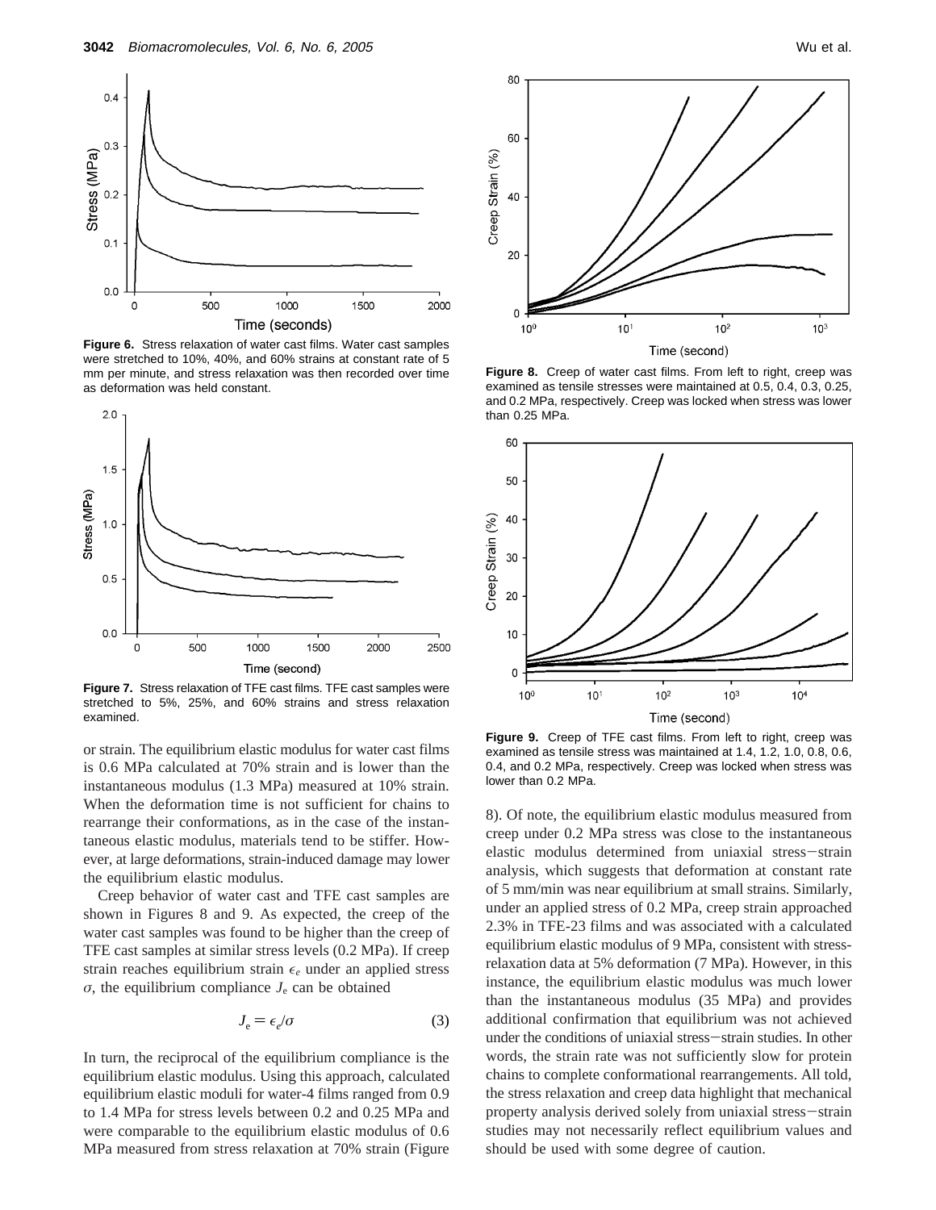**Figure 6.** Stress relaxation of water cast films. Water cast samples were stretched to 10%, 40%, and 60% strains at constant rate of 5 mm per minute, and stress relaxation was then recorded over time as deformation was held constant.

**Figure 7.** Stress relaxation of TFE cast films. TFE cast samples were stretched to 5%, 25%, and 60% strains and stress relaxation examined.

or strain. The equilibrium elastic modulus for water cast films is 0.6 MPa calculated at 70% strain and is lower than the instantaneous modulus (1.3 MPa) measured at 10% strain. When the deformation time is not sufficient for chains to rearrange their conformations, as in the case of the instantaneous elastic modulus, materials tend to be stiffer. However, at large deformations, strain-induced damage may lower the equilibrium elastic modulus.

Creep behavior of water cast and TFE cast samples are shown in Figures 8 and 9. As expected, the creep of the water cast samples was found to be higher than the creep of TFE cast samples at similar stress levels (0.2 MPa). If creep strain reaches equilibrium strain $\epsilon_e$ under an applied stress $\sigma$, the equilibrium compliance $J_e$ can be obtained

$$J_e = \epsilon_e/\sigma \tag{3}$$

In turn, the reciprocal of the equilibrium compliance is the equilibrium elastic modulus. Using this approach, calculated equilibrium elastic moduli for water-4 films ranged from 0.9 to 1.4 MPa for stress levels between 0.2 and 0.25 MPa and were comparable to the equilibrium elastic modulus of 0.6 MPa measured from stress relaxation at 70% strain (Figure 8). Of note, the equilibrium elastic modulus measured from creep under 0.2 MPa stress was close to the instantaneous elastic modulus determined from uniaxial stress–strain analysis, which suggests that deformation at constant rate of 5 mm/min was near equilibrium at small strains. Similarly, under an applied stress of 0.2 MPa, creep strain approached 2.3% in TFE-23 films and was associated with a calculated equilibrium elastic modulus of 9 MPa, consistent with stress-relaxation data at 5% deformation (7 MPa). However, in this instance, the equilibrium elastic modulus was much lower than the instantaneous modulus (35 MPa) and provides additional confirmation that equilibrium was not achieved under the conditions of uniaxial stress–strain studies. In other words, the strain rate was not sufficiently slow for protein chains to complete conformational rearrangements. All told, the stress relaxation and creep data highlight that mechanical property analysis derived solely from uniaxial stress–strain studies may not necessarily reflect equilibrium values and should be used with some degree of caution.

**Figure 8.** Creep of water cast films. From left to right, creep was examined as tensile stresses were maintained at 0.5, 0.4, 0.3, 0.25, and 0.2 MPa, respectively. Creep was locked when stress was lower than 0.25 MPa.

**Figure 9.** Creep of TFE cast films. From left to right, creep was examined as tensile stress was maintained at 1.4, 1.2, 1.0, 0.8, 0.6, 0.4, and 0.2 MPa, respectively. Creep was locked when stress was lower than 0.2 MPa.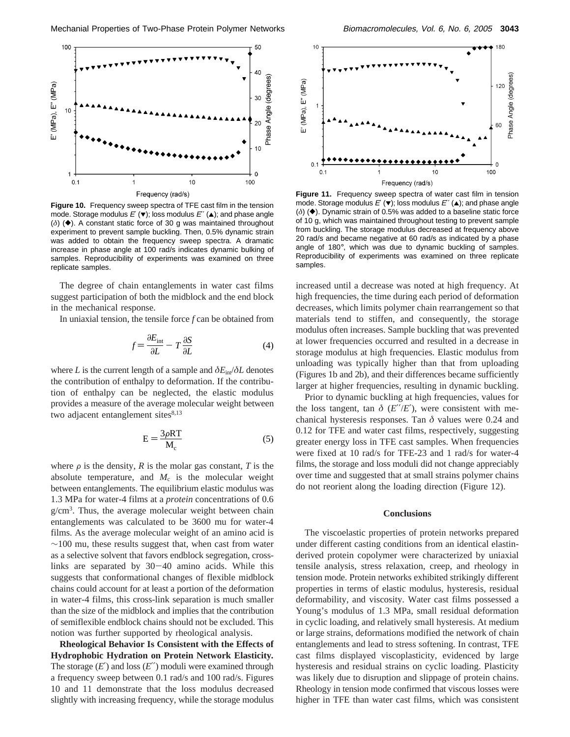**Figure 10.** Frequency sweep spectra of TFE cast film in the tension mode. Storage modulus $E'$ (▼); loss modulus $E''$ (▲); and phase angle ($\delta$) (◆). A constant static force of 30 g was maintained throughout experiment to prevent sample buckling. Then, 0.5% dynamic strain was added to obtain the frequency sweep spectra. A dramatic increase in phase angle at 100 rad/s indicates dynamic bulking of samples. Reproducibility of experiments was examined on three replicate samples.

**Figure 11.** Frequency sweep spectra of water cast film in tension mode. Storage modulus $E'$ (▼); loss modulus $E''$ (▲); and phase angle ($\delta$) (◆). Dynamic strain of 0.5% was added to a baseline static force of 10 g, which was maintained throughout testing to prevent sample from buckling. The storage modulus decreased at frequency above 20 rad/s and became negative at 60 rad/s as indicated by a phase angle of 180°, which was due to dynamic buckling of samples. Reproducibility of experiments was examined on three replicate samples.

The degree of chain entanglements in water cast films suggest participation of both the midblock and the end block in the mechanical response.

In uniaxial tension, the tensile force $f$ can be obtained from

$$f = \frac{\partial E_{\text{int}}}{\partial L} - T\frac{\partial S}{\partial L} \tag{4}$$

where $L$ is the current length of a sample and $\delta E_{\text{int}}/\delta L$ denotes the contribution of enthalpy to deformation. If the contribution of enthalpy can be neglected, the elastic modulus provides a measure of the average molecular weight between two adjacent entanglement sites[8,13]

$$\mathrm{E} = \frac{3\rho \mathrm{RT}}{\mathrm{M_c}} \tag{5}$$

where $\rho$ is the density, $R$ is the molar gas constant, $T$ is the absolute temperature, and $M_c$ is the molecular weight between entanglements. The equilibrium elastic modulus was 1.3 MPa for water-4 films at a *protein* concentrations of 0.6 g/cm$^3$. Thus, the average molecular weight between chain entanglements was calculated to be 3600 mu for water-4 films. As the average molecular weight of an amino acid is ~100 mu, these results suggest that, when cast from water as a selective solvent that favors endblock segregation, cross-links are separated by 30−40 amino acids. While this suggests that conformational changes of flexible midblock chains could account for at least a portion of the deformation in water-4 films, this cross-link separation is much smaller than the size of the midblock and implies that the contribution of semiflexible endblock chains should not be excluded. This notion was further supported by rheological analysis.

**Rheological Behavior Is Consistent with the Effects of Hydrophobic Hydration on Protein Network Elasticity.** The storage ($E'$) and loss ($E''$) moduli were examined through a frequency sweep between 0.1 rad/s and 100 rad/s. Figures 10 and 11 demonstrate that the loss modulus decreased slightly with increasing frequency, while the storage modulus increased until a decrease was noted at high frequency. At high frequencies, the time during each period of deformation decreases, which limits polymer chain rearrangement so that materials tend to stiffen, and consequently, the storage modulus often increases. Sample buckling that was prevented at lower frequencies occurred and resulted in a decrease in storage modulus at high frequencies. Elastic modulus from unloading was typically higher than that from uploading (Figures 1b and 2b), and their differences became sufficiently larger at higher frequencies, resulting in dynamic buckling.

Prior to dynamic buckling at high frequencies, values for the loss tangent, tan $\delta$ ($E''/E'$), were consistent with mechanical hysteresis responses. Tan $\delta$ values were 0.24 and 0.12 for TFE and water cast films, respectively, suggesting greater energy loss in TFE cast samples. When frequencies were fixed at 10 rad/s for TFE-23 and 1 rad/s for water-4 films, the storage and loss moduli did not change appreciably over time and suggested that at small strains polymer chains do not reorient along the loading direction (Figure 12).

## Conclusions

The viscoelastic properties of protein networks prepared under different casting conditions from an identical elastin-derived protein copolymer were characterized by uniaxial tensile analysis, stress relaxation, creep, and rheology in tension mode. Protein networks exhibited strikingly different properties in terms of elastic modulus, hysteresis, residual deformability, and viscosity. Water cast films possessed a Young's modulus of 1.3 MPa, small residual deformation in cyclic loading, and relatively small hysteresis. At medium or large strains, deformations modified the network of chain entanglements and lead to stress softening. In contrast, TFE cast films displayed viscoplasticity, evidenced by large hysteresis and residual strains on cyclic loading. Plasticity was likely due to disruption and slippage of protein chains. Rheology in tension mode confirmed that viscous losses were higher in TFE than water cast films, which was consistent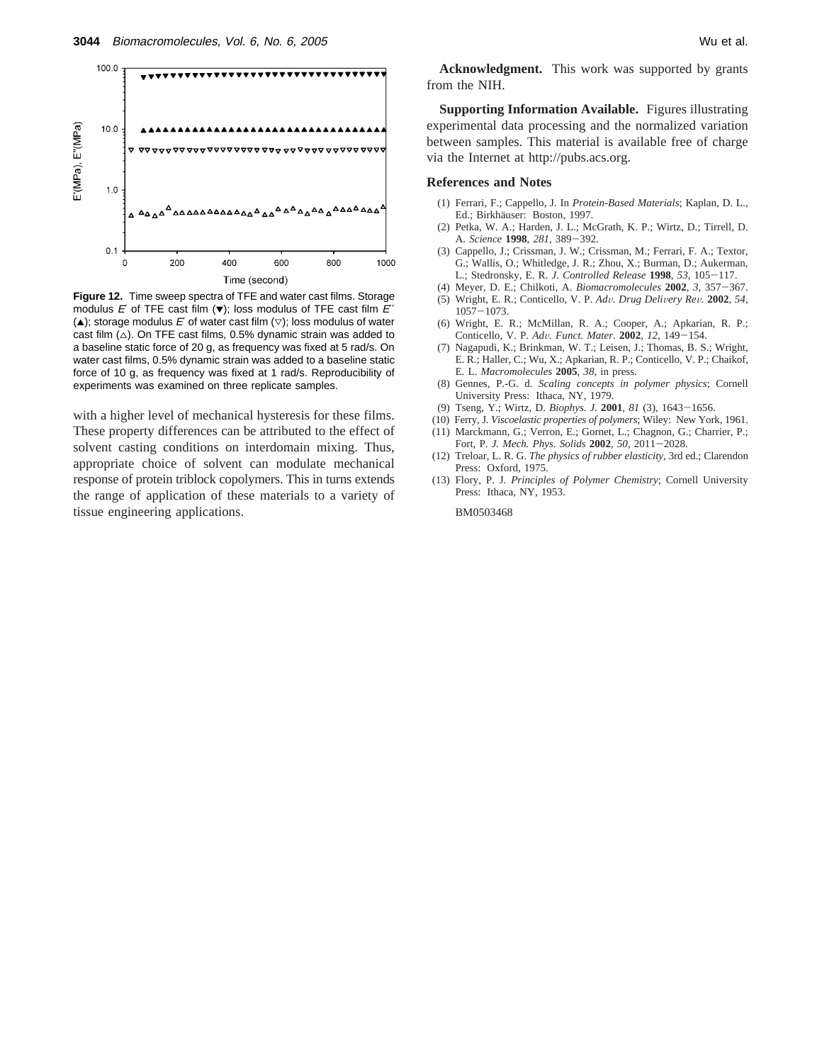100.0

10.0

1.0

0.1

E'(MPa), E''(MPa)

0 200 400 600 800 1000

Time (second)

**Figure 12.** Time sweep spectra of TFE and water cast films. Storage modulus *E*′ of TFE cast film (▼); loss modulus of TFE cast film *E*′′ (▲); storage modulus *E*′ of water cast film (▽); loss modulus of water cast film (△). On TFE cast films, 0.5% dynamic strain was added to a baseline static force of 20 g, as frequency was fixed at 5 rad/s. On water cast films, 0.5% dynamic strain was added to a baseline static force of 10 g, as frequency was fixed at 1 rad/s. Reproducibility of experiments was examined on three replicate samples.

with a higher level of mechanical hysteresis for these films. These property differences can be attributed to the effect of solvent casting conditions on interdomain mixing. Thus, appropriate choice of solvent can modulate mechanical response of protein triblock copolymers. This in turns extends the range of application of these materials to a variety of tissue engineering applications.

**Acknowledgment.** This work was supported by grants from the NIH.

**Supporting Information Available.** Figures illustrating experimental data processing and the normalized variation between samples. This material is available free of charge via the Internet at http://pubs.acs.org.

## References and Notes

(1) Ferrari, F.; Cappello, J. In *Protein-Based Materials*; Kaplan, D. L., Ed.; Birkhäuser: Boston, 1997.
(2) Petka, W. A.; Harden, J. L.; McGrath, K. P.; Wirtz, D.; Tirrell, D. A. *Science* **1998**, *281*, 389−392.
(3) Cappello, J.; Crissman, J. W.; Crissman, M.; Ferrari, F. A.; Textor, G.; Wallis, O.; Whitledge, J. R.; Zhou, X.; Burman, D.; Aukerman, L.; Stedronsky, E. R. *J. Controlled Release* **1998**, *53*, 105−117.
(4) Meyer, D. E.; Chilkoti, A. *Biomacromolecules* **2002**, *3*, 357−367.
(5) Wright, E. R.; Conticello, V. P. *Adv. Drug Delivery Rev.* **2002**, *54*, 1057−1073.
(6) Wright, E. R.; McMillan, R. A.; Cooper, A.; Apkarian, R. P.; Conticello, V. P. *Adv. Funct. Mater.* **2002**, *12*, 149−154.
(7) Nagapudi, K.; Brinkman, W. T.; Leisen, J.; Thomas, B. S.; Wright, E. R.; Haller, C.; Wu, X.; Apkarian, R. P.; Conticello, V. P.; Chaikof, E. L. *Macromolecules* **2005**, *38*, in press.
(8) Gennes, P.-G. d. *Scaling concepts in polymer physics*; Cornell University Press: Ithaca, NY, 1979.
(9) Tseng, Y.; Wirtz, D. *Biophys. J.* **2001**, *81* (3), 1643−1656.
(10) Ferry, J. *Viscoelastic properties of polymers*; Wiley: New York, 1961.
(11) Marckmann, G.; Verron, E.; Gornet, L.; Chagnon, G.; Charrier, P.; Fort, P. *J. Mech. Phys. Solids* **2002**, *50*, 2011−2028.
(12) Treloar, L. R. G. *The physics of rubber elasticity*, 3rd ed.; Clarendon Press: Oxford, 1975.
(13) Flory, P. J. *Principles of Polymer Chemistry*; Cornell University Press: Ithaca, NY, 1953.

BM0503468